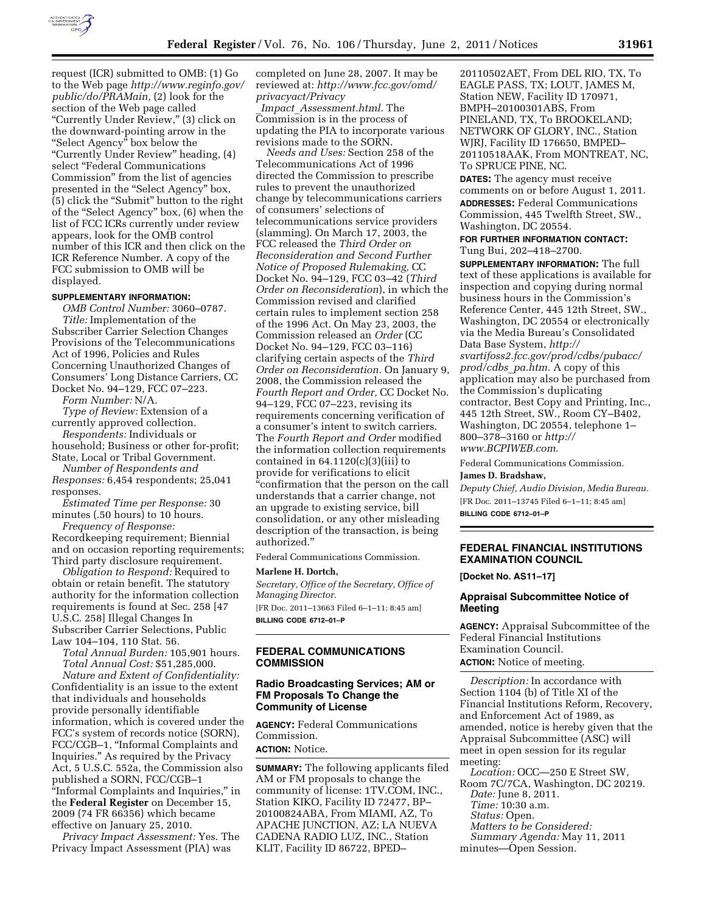request (ICR) submitted to OMB: (1) Go to the Web page *http://www.reginfo.gov/public/do/PRAMain,* (2) look for the section of the Web page called "Currently Under Review," (3) click on the downward-pointing arrow in the "Select Agency" box below the "Currently Under Review" heading, (4) select "Federal Communications Commission" from the list of agencies presented in the "Select Agency" box, (5) click the "Submit" button to the right of the "Select Agency" box, (6) when the list of FCC ICRs currently under review appears, look for the OMB control number of this ICR and then click on the ICR Reference Number. A copy of the FCC submission to OMB will be displayed.

**SUPPLEMENTARY INFORMATION:**

*OMB Control Number:* 3060–0787.

*Title:* Implementation of the Subscriber Carrier Selection Changes Provisions of the Telecommunications Act of 1996, Policies and Rules Concerning Unauthorized Changes of Consumers' Long Distance Carriers, CC Docket No. 94–129, FCC 07–223.

*Form Number:* N/A.

*Type of Review:* Extension of a currently approved collection.

*Respondents:* Individuals or household; Business or other for-profit; State, Local or Tribal Government.

*Number of Respondents and Responses:* 6,454 respondents; 25,041 responses.

*Estimated Time per Response:* 30 minutes (.50 hours) to 10 hours.

*Frequency of Response:* Recordkeeping requirement; Biennial and on occasion reporting requirements; Third party disclosure requirement.

*Obligation to Respond:* Required to obtain or retain benefit. The statutory authority for the information collection requirements is found at Sec. 258 [47 U.S.C. 258] Illegal Changes In Subscriber Carrier Selections, Public Law 104–104, 110 Stat. 56.

*Total Annual Burden:* 105,901 hours.

*Total Annual Cost:* $51,285,000.

*Nature and Extent of Confidentiality:* Confidentiality is an issue to the extent that individuals and households provide personally identifiable information, which is covered under the FCC's system of records notice (SORN), FCC/CGB–1, "Informal Complaints and Inquiries." As required by the Privacy Act, 5 U.S.C. 552a, the Commission also published a SORN, FCC/CGB–1 "Informal Complaints and Inquiries," in the **Federal Register** on December 15, 2009 (74 FR 66356) which became effective on January 25, 2010.

*Privacy Impact Assessment:* Yes. The Privacy Impact Assessment (PIA) was completed on June 28, 2007. It may be reviewed at: *http://www.fcc.gov/omd/privacyact/Privacy_Impact_Assessment.html.* The Commission is in the process of updating the PIA to incorporate various revisions made to the SORN.

*Needs and Uses:* Section 258 of the Telecommunications Act of 1996 directed the Commission to prescribe rules to prevent the unauthorized change by telecommunications carriers of consumers' selections of telecommunications service providers (slamming). On March 17, 2003, the FCC released the *Third Order on Reconsideration and Second Further Notice of Proposed Rulemaking,* CC Docket No. 94–129, FCC 03–42 (*Third Order on Reconsideration*), in which the Commission revised and clarified certain rules to implement section 258 of the 1996 Act. On May 23, 2003, the Commission released an *Order* (CC Docket No. 94–129, FCC 03–116) clarifying certain aspects of the *Third Order on Reconsideration.* On January 9, 2008, the Commission released the *Fourth Report and Order,* CC Docket No. 94–129, FCC 07–223, revising its requirements concerning verification of a consumer's intent to switch carriers. The *Fourth Report and Order* modified the information collection requirements contained in 64.1120(c)(3)(iii) to provide for verifications to elicit "confirmation that the person on the call understands that a carrier change, not an upgrade to existing service, bill consolidation, or any other misleading description of the transaction, is being authorized."

Federal Communications Commission.

**Marlene H. Dortch,**

*Secretary, Office of the Secretary, Office of Managing Director.*

[FR Doc. 2011–13663 Filed 6–1–11; 8:45 am]

**BILLING CODE 6712–01–P**

## FEDERAL COMMUNICATIONS COMMISSION

### Radio Broadcasting Services; AM or FM Proposals To Change the Community of License

**AGENCY:** Federal Communications Commission.

**ACTION:** Notice.

**SUMMARY:** The following applicants filed AM or FM proposals to change the community of license: 1TV.COM, INC., Station KIKO, Facility ID 72477, BP–20100824ABA, From MIAMI, AZ, To APACHE JUNCTION, AZ; LA NUEVA CADENA RADIO LUZ, INC., Station KLIT, Facility ID 86722, BPED–20110502AET, From DEL RIO, TX, To EAGLE PASS, TX; LOUT, JAMES M, Station NEW, Facility ID 170971, BMPH–20100301ABS, From PINELAND, TX, To BROOKELAND; NETWORK OF GLORY, INC., Station WJRJ, Facility ID 176650, BMPED–20110518AAK, From MONTREAT, NC, To SPRUCE PINE, NC.

**DATES:** The agency must receive comments on or before August 1, 2011.

**ADDRESSES:** Federal Communications Commission, 445 Twelfth Street, SW., Washington, DC 20554.

**FOR FURTHER INFORMATION CONTACT:** Tung Bui, 202–418–2700.

**SUPPLEMENTARY INFORMATION:** The full text of these applications is available for inspection and copying during normal business hours in the Commission's Reference Center, 445 12th Street, SW., Washington, DC 20554 or electronically via the Media Bureau's Consolidated Data Base System, *http://svartifoss2.fcc.gov/prod/cdbs/pubacc/prod/cdbs_pa.htm.* A copy of this application may also be purchased from the Commission's duplicating contractor, Best Copy and Printing, Inc., 445 12th Street, SW., Room CY–B402, Washington, DC 20554, telephone 1–800–378–3160 or *http://www.BCPIWEB.com.*

Federal Communications Commission.

**James D. Bradshaw,**

*Deputy Chief, Audio Division, Media Bureau.*

[FR Doc. 2011–13745 Filed 6–1–11; 8:45 am]

**BILLING CODE 6712–01–P**

## FEDERAL FINANCIAL INSTITUTIONS EXAMINATION COUNCIL

**[Docket No. AS11–17]**

### Appraisal Subcommittee Notice of Meeting

**AGENCY:** Appraisal Subcommittee of the Federal Financial Institutions Examination Council.

**ACTION:** Notice of meeting.

*Description:* In accordance with Section 1104 (b) of Title XI of the Financial Institutions Reform, Recovery, and Enforcement Act of 1989, as amended, notice is hereby given that the Appraisal Subcommittee (ASC) will meet in open session for its regular meeting:

*Location:* OCC—250 E Street SW, Room 7C/7CA, Washington, DC 20219.

*Date:* June 8, 2011.

*Time:* 10:30 a.m.

*Status:* Open.

*Matters to be Considered:*

*Summary Agenda:* May 11, 2011 minutes—Open Session.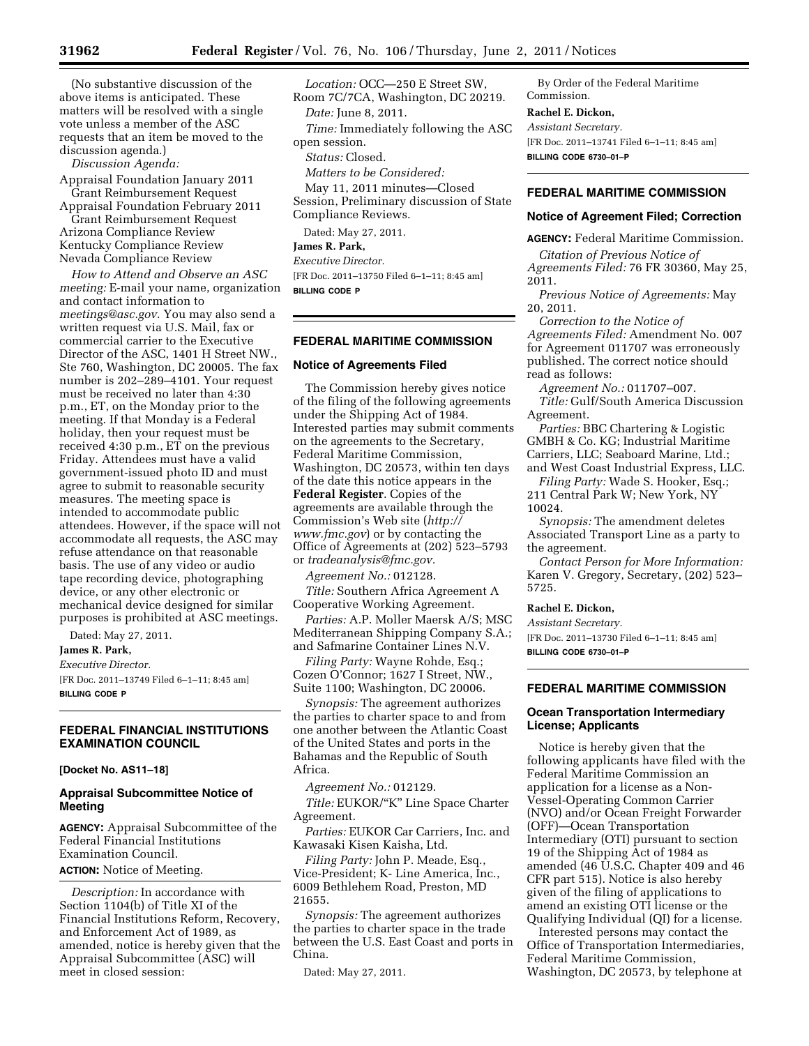(No substantive discussion of the above items is anticipated. These matters will be resolved with a single vote unless a member of the ASC requests that an item be moved to the discussion agenda.)

*Discussion Agenda:*

Appraisal Foundation January 2011 Grant Reimbursement Request
Appraisal Foundation February 2011 Grant Reimbursement Request
Arizona Compliance Review
Kentucky Compliance Review
Nevada Compliance Review

*How to Attend and Observe an ASC meeting:* E-mail your name, organization and contact information to *meetings@asc.gov.* You may also send a written request via U.S. Mail, fax or commercial carrier to the Executive Director of the ASC, 1401 H Street NW., Ste 760, Washington, DC 20005. The fax number is 202–289–4101. Your request must be received no later than 4:30 p.m., ET, on the Monday prior to the meeting. If that Monday is a Federal holiday, then your request must be received 4:30 p.m., ET on the previous Friday. Attendees must have a valid government-issued photo ID and must agree to submit to reasonable security measures. The meeting space is intended to accommodate public attendees. However, if the space will not accommodate all requests, the ASC may refuse attendance on that reasonable basis. The use of any video or audio tape recording device, photographing device, or any other electronic or mechanical device designed for similar purposes is prohibited at ASC meetings.

Dated: May 27, 2011.

**James R. Park,**

*Executive Director.*

[FR Doc. 2011–13749 Filed 6–1–11; 8:45 am]

**BILLING CODE P**

## FEDERAL FINANCIAL INSTITUTIONS EXAMINATION COUNCIL

**[Docket No. AS11–18]**

### Appraisal Subcommittee Notice of Meeting

**AGENCY:** Appraisal Subcommittee of the Federal Financial Institutions Examination Council.

**ACTION:** Notice of Meeting.

*Description:* In accordance with Section 1104(b) of Title XI of the Financial Institutions Reform, Recovery, and Enforcement Act of 1989, as amended, notice is hereby given that the Appraisal Subcommittee (ASC) will meet in closed session:

*Location:* OCC—250 E Street SW, Room 7C/7CA, Washington, DC 20219.

*Date:* June 8, 2011.

*Time:* Immediately following the ASC open session.

*Status:* Closed.

*Matters to be Considered:*

May 11, 2011 minutes—Closed Session, Preliminary discussion of State Compliance Reviews.

Dated: May 27, 2011.

**James R. Park,**

*Executive Director.*

[FR Doc. 2011–13750 Filed 6–1–11; 8:45 am]

**BILLING CODE P**

## FEDERAL MARITIME COMMISSION

### Notice of Agreements Filed

The Commission hereby gives notice of the filing of the following agreements under the Shipping Act of 1984. Interested parties may submit comments on the agreements to the Secretary, Federal Maritime Commission, Washington, DC 20573, within ten days of the date this notice appears in the **Federal Register**. Copies of the agreements are available through the Commission's Web site (*http://www.fmc.gov*) or by contacting the Office of Agreements at (202) 523–5793 or *tradeanalysis@fmc.gov.*

*Agreement No.:* 012128.

*Title:* Southern Africa Agreement A Cooperative Working Agreement.

*Parties:* A.P. Moller Maersk A/S; MSC Mediterranean Shipping Company S.A.; and Safmarine Container Lines N.V.

*Filing Party:* Wayne Rohde, Esq.; Cozen O'Connor; 1627 I Street, NW., Suite 1100; Washington, DC 20006.

*Synopsis:* The agreement authorizes the parties to charter space to and from one another between the Atlantic Coast of the United States and ports in the Bahamas and the Republic of South Africa.

*Agreement No.:* 012129.

*Title:* EUKOR/"K" Line Space Charter Agreement.

*Parties:* EUKOR Car Carriers, Inc. and Kawasaki Kisen Kaisha, Ltd.

*Filing Party:* John P. Meade, Esq., Vice-President; K- Line America, Inc., 6009 Bethlehem Road, Preston, MD 21655.

*Synopsis:* The agreement authorizes the parties to charter space in the trade between the U.S. East Coast and ports in China.

Dated: May 27, 2011.

By Order of the Federal Maritime Commission.

**Rachel E. Dickon,**

*Assistant Secretary.*

[FR Doc. 2011–13741 Filed 6–1–11; 8:45 am]

**BILLING CODE 6730–01–P**

## FEDERAL MARITIME COMMISSION

### Notice of Agreement Filed; Correction

**AGENCY:** Federal Maritime Commission.

*Citation of Previous Notice of Agreements Filed:* 76 FR 30360, May 25, 2011.

*Previous Notice of Agreements:* May 20, 2011.

*Correction to the Notice of Agreements Filed:* Amendment No. 007 for Agreement 011707 was erroneously published. The correct notice should read as follows:

*Agreement No.:* 011707–007.

*Title:* Gulf/South America Discussion Agreement.

*Parties:* BBC Chartering & Logistic GMBH & Co. KG; Industrial Maritime Carriers, LLC; Seaboard Marine, Ltd.; and West Coast Industrial Express, LLC.

*Filing Party:* Wade S. Hooker, Esq.; 211 Central Park W; New York, NY 10024.

*Synopsis:* The amendment deletes Associated Transport Line as a party to the agreement.

*Contact Person for More Information:* Karen V. Gregory, Secretary, (202) 523–5725.

**Rachel E. Dickon,**

*Assistant Secretary.*

[FR Doc. 2011–13730 Filed 6–1–11; 8:45 am]

**BILLING CODE 6730–01–P**

## FEDERAL MARITIME COMMISSION

### Ocean Transportation Intermediary License; Applicants

Notice is hereby given that the following applicants have filed with the Federal Maritime Commission an application for a license as a Non-Vessel-Operating Common Carrier (NVO) and/or Ocean Freight Forwarder (OFF)—Ocean Transportation Intermediary (OTI) pursuant to section 19 of the Shipping Act of 1984 as amended (46 U.S.C. Chapter 409 and 46 CFR part 515). Notice is also hereby given of the filing of applications to amend an existing OTI license or the Qualifying Individual (QI) for a license.

Interested persons may contact the Office of Transportation Intermediaries, Federal Maritime Commission, Washington, DC 20573, by telephone at